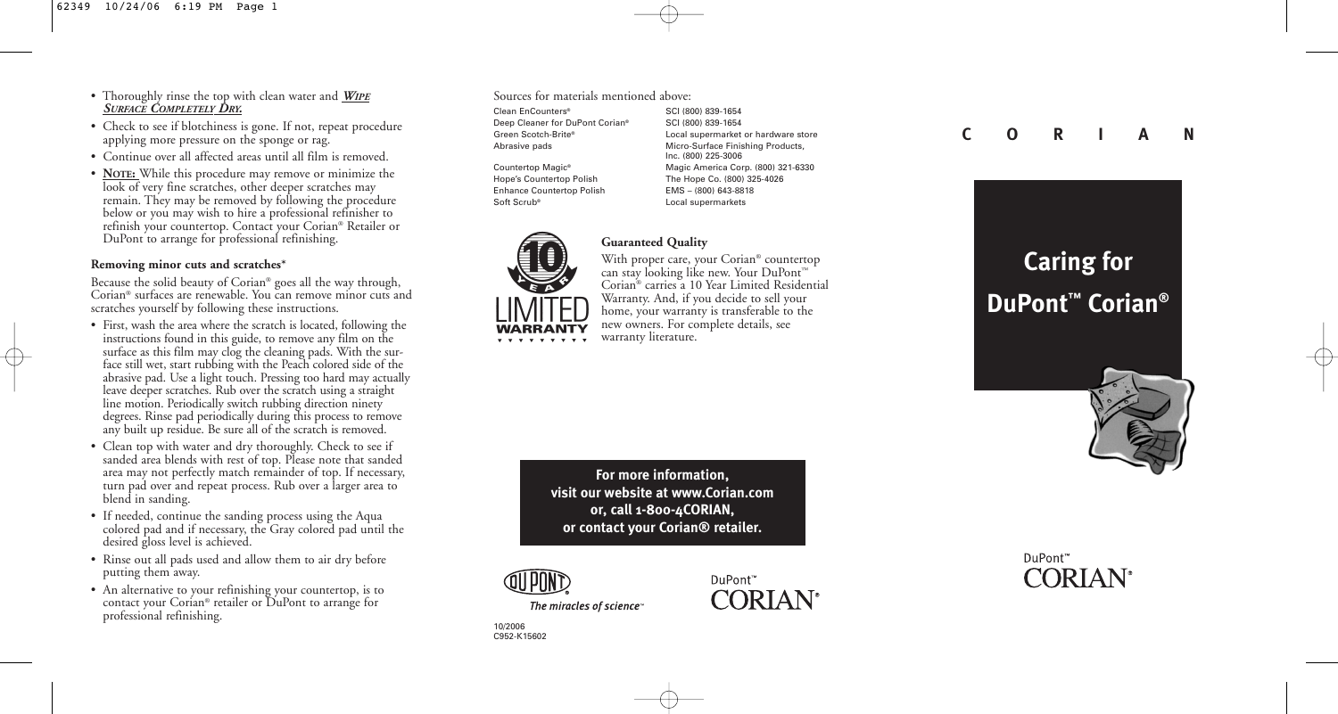- Thoroughly rinse the top with clean water and ***Wipe Surface Completely Dry.***
- Check to see if blotchiness is gone. If not, repeat procedure applying more pressure on the sponge or rag.
- Continue over all affected areas until all film is removed.
- **Note:** While this procedure may remove or minimize the look of very fine scratches, other deeper scratches may remain. They may be removed by following the procedure below or you may wish to hire a professional refinisher to refinish your countertop. Contact your Corian® Retailer or DuPont to arrange for professional refinishing.

**Removing minor cuts and scratches***

Because the solid beauty of Corian® goes all the way through, Corian® surfaces are renewable. You can remove minor cuts and scratches yourself by following these instructions.

- First, wash the area where the scratch is located, following the instructions found in this guide, to remove any film on the surface as this film may clog the cleaning pads. With the surface still wet, start rubbing with the Peach colored side of the abrasive pad. Use a light touch. Pressing too hard may actually leave deeper scratches. Rub over the scratch using a straight line motion. Periodically switch rubbing direction ninety degrees. Rinse pad periodically during this process to remove any built up residue. Be sure all of the scratch is removed.
- Clean top with water and dry thoroughly. Check to see if sanded area blends with rest of top. Please note that sanded area may not perfectly match remainder of top. If necessary, turn pad over and repeat process. Rub over a larger area to blend in sanding.
- If needed, continue the sanding process using the Aqua colored pad and if necessary, the Gray colored pad until the desired gloss level is achieved.
- Rinse out all pads used and allow them to air dry before putting them away.
- An alternative to your refinishing your countertop, is to contact your Corian® retailer or DuPont to arrange for professional refinishing.

Sources for materials mentioned above:

| | |
|---|---|
| Clean EnCounters® | SCI (800) 839-1654 |
| Deep Cleaner for DuPont Corian® | SCI (800) 839-1654 |
| Green Scotch-Brite® | Local supermarket or hardware store |
| Abrasive pads | Micro-Surface Finishing Products, Inc. (800) 225-3006 |
| Countertop Magic® | Magic America Corp. (800) 321-6330 |
| Hope's Countertop Polish | The Hope Co. (800) 325-4026 |
| Enhance Countertop Polish | EMS – (800) 643-8818 |
| Soft Scrub® | Local supermarkets |

10 YEAR LIMITED WARRANTY

**Guaranteed Quality**

With proper care, your Corian® countertop can stay looking like new. Your DuPont™ Corian® carries a 10 Year Limited Residential Warranty. And, if you decide to sell your home, your warranty is transferable to the new owners. For complete details, see warranty literature.

**For more information, visit our website at www.Corian.com or, call 1-800-4CORIAN, or contact your Corian® retailer.**

DUPONT
The miracles of science™

DuPont™ CORIAN®

10/2006
C952-K15602

C O R I A N

# Caring for DuPont™ Corian®

DuPont™ CORIAN®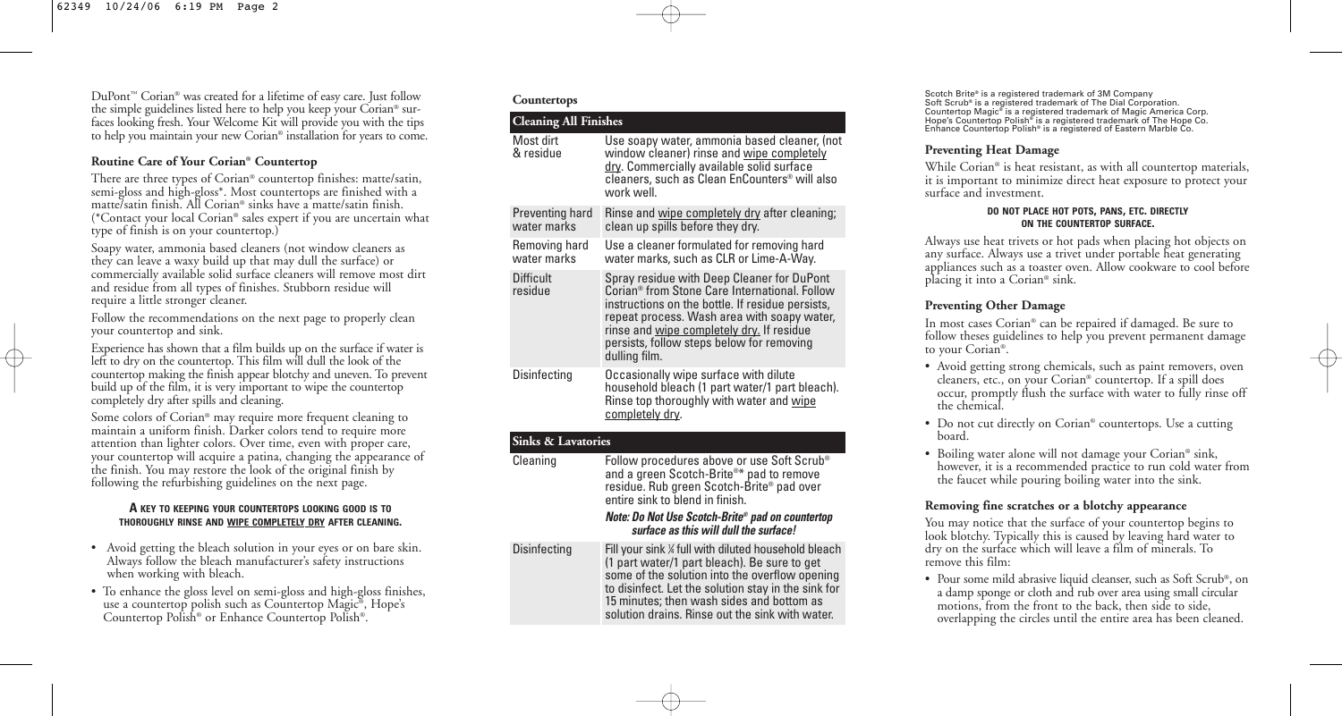DuPont™ Corian® was created for a lifetime of easy care. Just follow the simple guidelines listed here to help you keep your Corian® surfaces looking fresh. Your Welcome Kit will provide you with the tips to help you maintain your new Corian® installation for years to come.

**Routine Care of Your Corian® Countertop**

There are three types of Corian® countertop finishes: matte/satin, semi-gloss and high-gloss*. Most countertops are finished with a matte/satin finish. All Corian® sinks have a matte/satin finish. (*Contact your local Corian® sales expert if you are uncertain what type of finish is on your countertop.)

Soapy water, ammonia based cleaners (not window cleaners as they can leave a waxy build up that may dull the surface) or commercially available solid surface cleaners will remove most dirt and residue from all types of finishes. Stubborn residue will require a little stronger cleaner.

Follow the recommendations on the next page to properly clean your countertop and sink.

Experience has shown that a film builds up on the surface if water is left to dry on the countertop. This film will dull the look of the countertop making the finish appear blotchy and uneven. To prevent build up of the film, it is very important to wipe the countertop completely dry after spills and cleaning.

Some colors of Corian® may require more frequent cleaning to maintain a uniform finish. Darker colors tend to require more attention than lighter colors. Over time, even with proper care, your countertop will acquire a patina, changing the appearance of the finish. You may restore the look of the original finish by following the refurbishing guidelines on the next page.

**A KEY TO KEEPING YOUR COUNTERTOPS LOOKING GOOD IS TO THOROUGHLY RINSE AND WIPE COMPLETELY DRY AFTER CLEANING.**

- Avoid getting the bleach solution in your eyes or on bare skin. Always follow the bleach manufacturer's safety instructions when working with bleach.
- To enhance the gloss level on semi-gloss and high-gloss finishes, use a countertop polish such as Countertop Magic®, Hope's Countertop Polish® or Enhance Countertop Polish®.

**Countertops**

| **Cleaning All Finishes** | |
|---|---|
| Most dirt & residue | Use soapy water, ammonia based cleaner, (not window cleaner) rinse and wipe completely dry. Commercially available solid surface cleaners, such as Clean EnCounters® will also work well. |
| Preventing hard water marks | Rinse and wipe completely dry after cleaning; clean up spills before they dry. |
| Removing hard water marks | Use a cleaner formulated for removing hard water marks, such as CLR or Lime-A-Way. |
| Difficult residue | Spray residue with Deep Cleaner for DuPont Corian® from Stone Care International. Follow instructions on the bottle. If residue persists, repeat process. Wash area with soapy water, rinse and wipe completely dry. If residue persists, follow steps below for removing dulling film. |
| Disinfecting | Occasionally wipe surface with dilute household bleach (1 part water/1 part bleach). Rinse top thoroughly with water and wipe completely dry. |

| **Sinks & Lavatories** | |
|---|---|
| Cleaning | Follow procedures above or use Soft Scrub® and a green Scotch-Brite®* pad to remove residue. Rub green Scotch-Brite® pad over entire sink to blend in finish. ***Note: Do Not Use Scotch-Brite® pad on countertop surface as this will dull the surface!*** |
| Disinfecting | Fill your sink ¼ full with diluted household bleach (1 part water/1 part bleach). Be sure to get some of the solution into the overflow opening to disinfect. Let the solution stay in the sink for 15 minutes; then wash sides and bottom as solution drains. Rinse out the sink with water. |

Scotch Brite® is a registered trademark of 3M Company
Soft Scrub® is a registered trademark of The Dial Corporation.
Countertop Magic® is a registered trademark of Magic America Corp.
Hope's Countertop Polish® is a registered trademark of The Hope Co.
Enhance Countertop Polish® is a registered of Eastern Marble Co.

**Preventing Heat Damage**

While Corian® is heat resistant, as with all countertop materials, it is important to minimize direct heat exposure to protect your surface and investment.

**DO NOT PLACE HOT POTS, PANS, ETC. DIRECTLY ON THE COUNTERTOP SURFACE.**

Always use heat trivets or hot pads when placing hot objects on any surface. Always use a trivet under portable heat generating appliances such as a toaster oven. Allow cookware to cool before placing it into a Corian® sink.

**Preventing Other Damage**

In most cases Corian® can be repaired if damaged. Be sure to follow theses guidelines to help you prevent permanent damage to your Corian®.

- Avoid getting strong chemicals, such as paint removers, oven cleaners, etc., on your Corian® countertop. If a spill does occur, promptly flush the surface with water to fully rinse off the chemical.
- Do not cut directly on Corian® countertops. Use a cutting board.
- Boiling water alone will not damage your Corian® sink, however, it is a recommended practice to run cold water from the faucet while pouring boiling water into the sink.

**Removing fine scratches or a blotchy appearance**

You may notice that the surface of your countertop begins to look blotchy. Typically this is caused by leaving hard water to dry on the surface which will leave a film of minerals. To remove this film:

- Pour some mild abrasive liquid cleanser, such as Soft Scrub®, on a damp sponge or cloth and rub over area using small circular motions, from the front to the back, then side to side, overlapping the circles until the entire area has been cleaned.